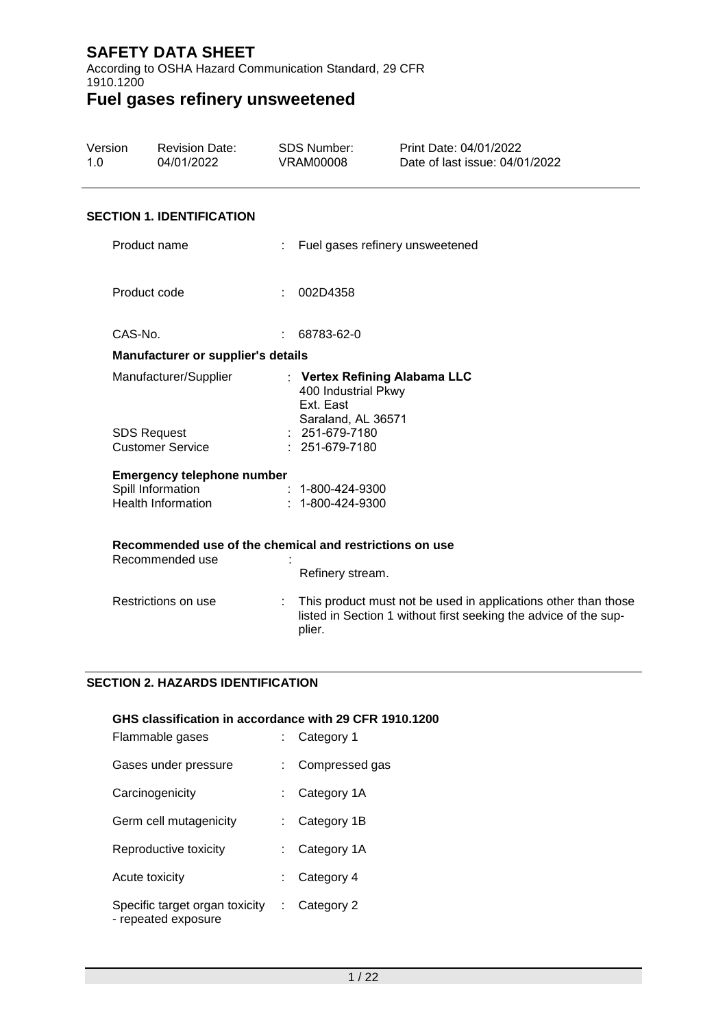# SAFETY DATA SHEET

According to OSHA Hazard Communication Standard, 29 CFR 1910.1200

# Fuel gases refinery unsweetened

| Version | Revision Date: | SDS Number: | Print Date: 04/01/2022 |
|---|---|---|---|
| 1.0 | 04/01/2022 | VRAM00008 | Date of last issue: 04/01/2022 |

## SECTION 1. IDENTIFICATION

Product name : Fuel gases refinery unsweetened

Product code : 002D4358

CAS-No. : 68783-62-0

### Manufacturer or supplier's details

Manufacturer/Supplier : **Vertex Refining Alabama LLC**
400 Industrial Pkwy
Ext. East
Saraland, AL 36571

SDS Request : 251-679-7180

Customer Service : 251-679-7180

### Emergency telephone number

Spill Information : 1-800-424-9300

Health Information : 1-800-424-9300

### Recommended use of the chemical and restrictions on use

Recommended use : Refinery stream.

Restrictions on use : This product must not be used in applications other than those listed in Section 1 without first seeking the advice of the supplier.

## SECTION 2. HAZARDS IDENTIFICATION

### GHS classification in accordance with 29 CFR 1910.1200

Flammable gases : Category 1

Gases under pressure : Compressed gas

Carcinogenicity : Category 1A

Germ cell mutagenicity : Category 1B

Reproductive toxicity : Category 1A

Acute toxicity : Category 4

Specific target organ toxicity - repeated exposure : Category 2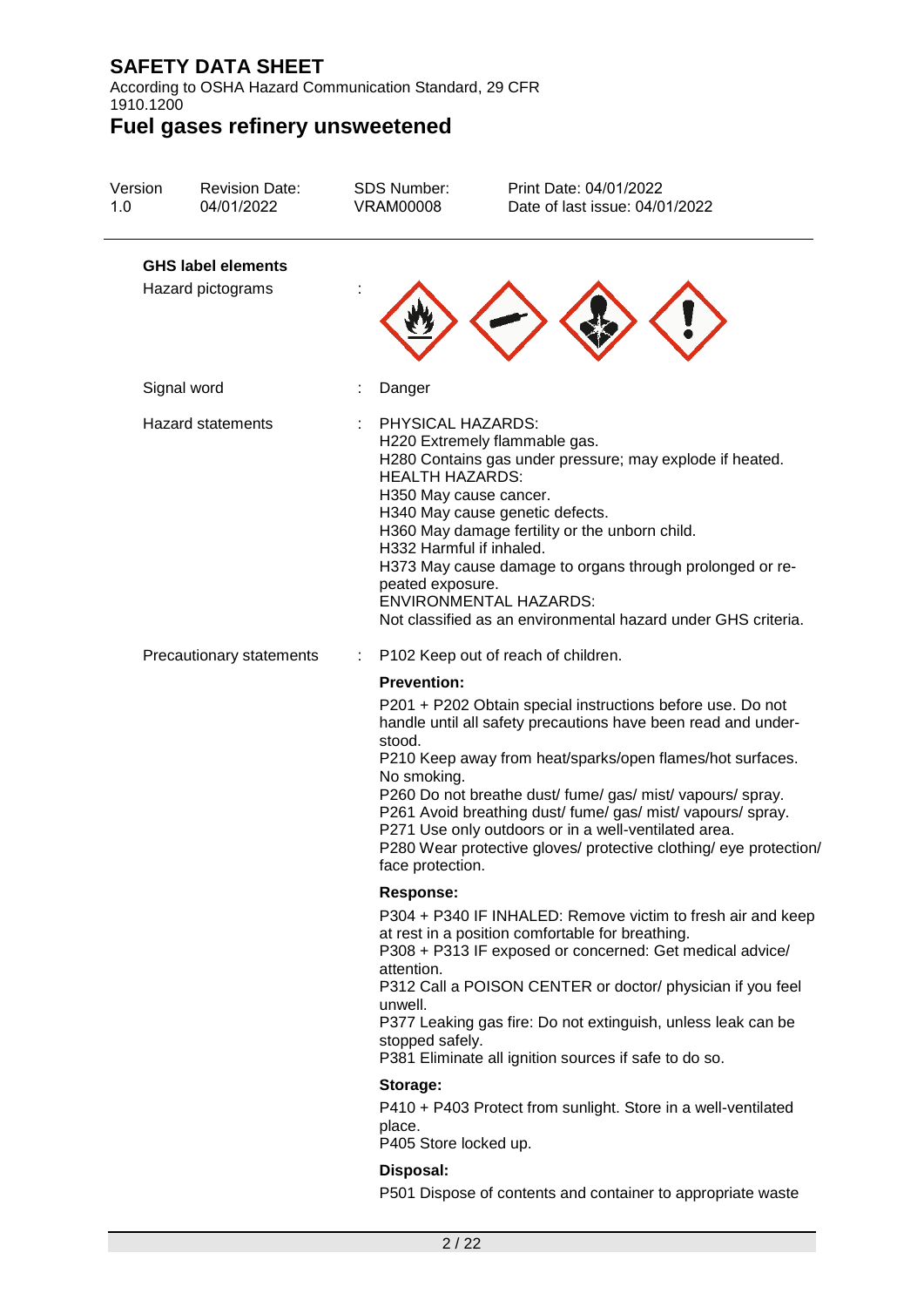**GHS label elements**

| | | |
|---|---|---|
| Hazard pictograms | : | |
| Signal word | : | Danger |
| Hazard statements | : | PHYSICAL HAZARDS:<br>H220 Extremely flammable gas.<br>H280 Contains gas under pressure; may explode if heated.<br>HEALTH HAZARDS:<br>H350 May cause cancer.<br>H340 May cause genetic defects.<br>H360 May damage fertility or the unborn child.<br>H332 Harmful if inhaled.<br>H373 May cause damage to organs through prolonged or repeated exposure.<br>ENVIRONMENTAL HAZARDS:<br>Not classified as an environmental hazard under GHS criteria. |
| Precautionary statements | : | P102 Keep out of reach of children. |

**Prevention:**

P201 + P202 Obtain special instructions before use. Do not handle until all safety precautions have been read and understood.
P210 Keep away from heat/sparks/open flames/hot surfaces. No smoking.
P260 Do not breathe dust/ fume/ gas/ mist/ vapours/ spray.
P261 Avoid breathing dust/ fume/ gas/ mist/ vapours/ spray.
P271 Use only outdoors or in a well-ventilated area.
P280 Wear protective gloves/ protective clothing/ eye protection/ face protection.

**Response:**

P304 + P340 IF INHALED: Remove victim to fresh air and keep at rest in a position comfortable for breathing.
P308 + P313 IF exposed or concerned: Get medical advice/ attention.
P312 Call a POISON CENTER or doctor/ physician if you feel unwell.
P377 Leaking gas fire: Do not extinguish, unless leak can be stopped safely.
P381 Eliminate all ignition sources if safe to do so.

**Storage:**

P410 + P403 Protect from sunlight. Store in a well-ventilated place.
P405 Store locked up.

**Disposal:**

P501 Dispose of contents and container to appropriate waste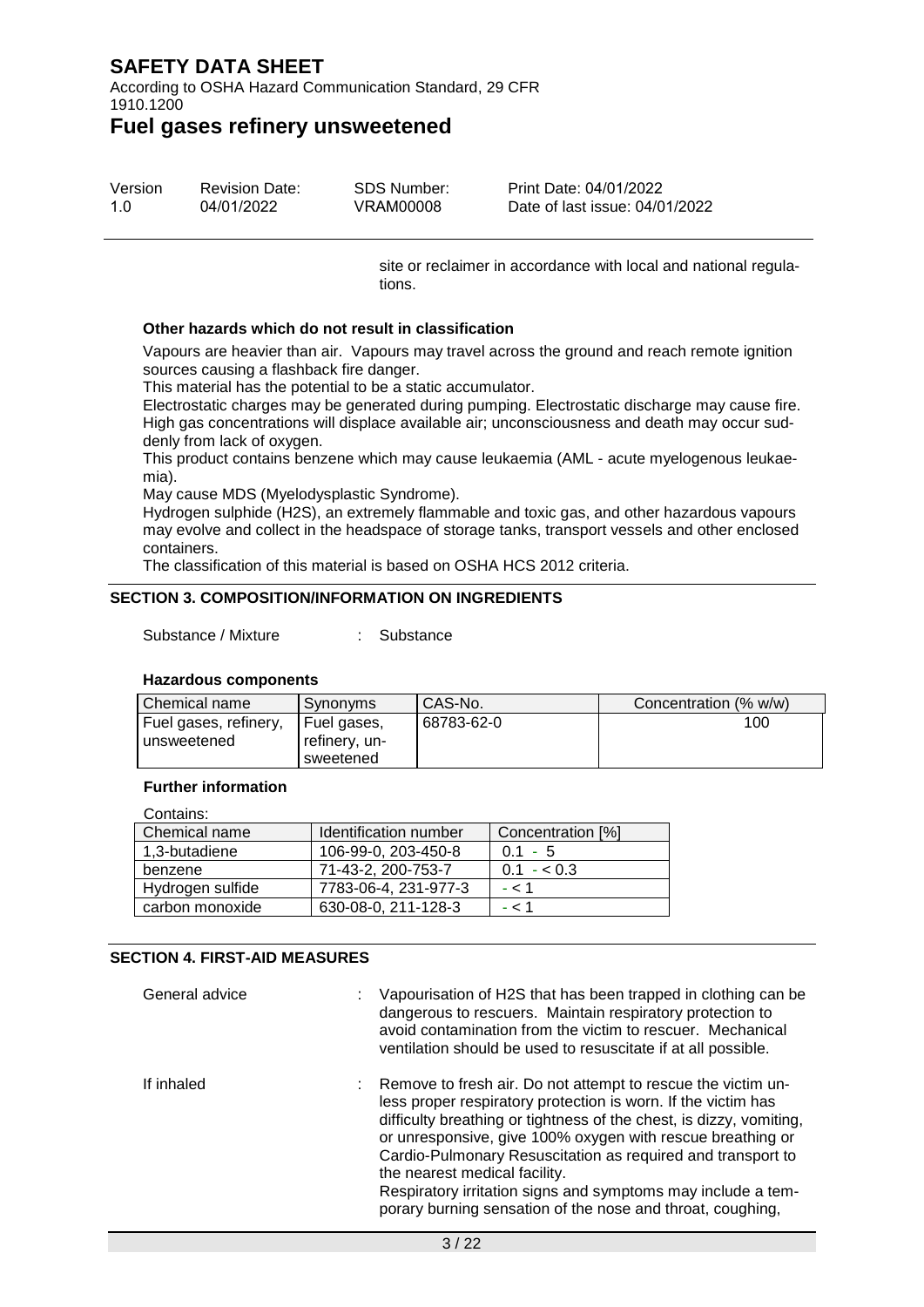site or reclaimer in accordance with local and national regulations.

**Other hazards which do not result in classification**

Vapours are heavier than air. Vapours may travel across the ground and reach remote ignition sources causing a flashback fire danger.
This material has the potential to be a static accumulator.
Electrostatic charges may be generated during pumping. Electrostatic discharge may cause fire.
High gas concentrations will displace available air; unconsciousness and death may occur suddenly from lack of oxygen.
This product contains benzene which may cause leukaemia (AML - acute myelogenous leukaemia).
May cause MDS (Myelodysplastic Syndrome).
Hydrogen sulphide (H2S), an extremely flammable and toxic gas, and other hazardous vapours may evolve and collect in the headspace of storage tanks, transport vessels and other enclosed containers.
The classification of this material is based on OSHA HCS 2012 criteria.

## SECTION 3. COMPOSITION/INFORMATION ON INGREDIENTS

Substance / Mixture : Substance

**Hazardous components**

| Chemical name | Synonyms | CAS-No. | Concentration (% w/w) |
|---|---|---|---|
| Fuel gases, refinery, unsweetened | Fuel gases, refinery, unsweetened | 68783-62-0 | 100 |

**Further information**

Contains:

| Chemical name | Identification number | Concentration [%] |
|---|---|---|
| 1,3-butadiene | 106-99-0, 203-450-8 | 0.1 - 5 |
| benzene | 71-43-2, 200-753-7 | 0.1 - < 0.3 |
| Hydrogen sulfide | 7783-06-4, 231-977-3 | - < 1 |
| carbon monoxide | 630-08-0, 211-128-3 | - < 1 |

## SECTION 4. FIRST-AID MEASURES

General advice : Vapourisation of H2S that has been trapped in clothing can be dangerous to rescuers. Maintain respiratory protection to avoid contamination from the victim to rescuer. Mechanical ventilation should be used to resuscitate if at all possible.

If inhaled : Remove to fresh air. Do not attempt to rescue the victim unless proper respiratory protection is worn. If the victim has difficulty breathing or tightness of the chest, is dizzy, vomiting, or unresponsive, give 100% oxygen with rescue breathing or Cardio-Pulmonary Resuscitation as required and transport to the nearest medical facility.
Respiratory irritation signs and symptoms may include a temporary burning sensation of the nose and throat, coughing,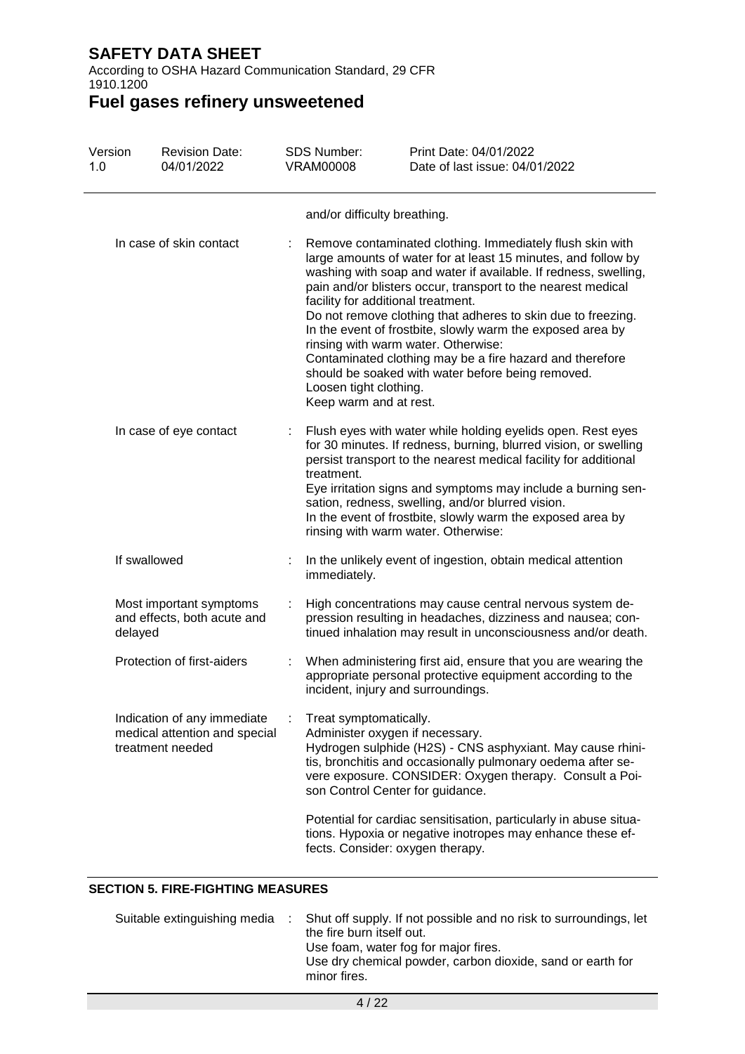and/or difficulty breathing.

| | |
|---|---|
| In case of skin contact | Remove contaminated clothing. Immediately flush skin with large amounts of water for at least 15 minutes, and follow by washing with soap and water if available. If redness, swelling, pain and/or blisters occur, transport to the nearest medical facility for additional treatment.<br>Do not remove clothing that adheres to skin due to freezing. In the event of frostbite, slowly warm the exposed area by rinsing with warm water. Otherwise:<br>Contaminated clothing may be a fire hazard and therefore should be soaked with water before being removed.<br>Loosen tight clothing.<br>Keep warm and at rest. |
| In case of eye contact | Flush eyes with water while holding eyelids open. Rest eyes for 30 minutes. If redness, burning, blurred vision, or swelling persist transport to the nearest medical facility for additional treatment.<br>Eye irritation signs and symptoms may include a burning sensation, redness, swelling, and/or blurred vision.<br>In the event of frostbite, slowly warm the exposed area by rinsing with warm water. Otherwise: |
| If swallowed | In the unlikely event of ingestion, obtain medical attention immediately. |
| Most important symptoms and effects, both acute and delayed | High concentrations may cause central nervous system depression resulting in headaches, dizziness and nausea; continued inhalation may result in unconsciousness and/or death. |
| Protection of first-aiders | When administering first aid, ensure that you are wearing the appropriate personal protective equipment according to the incident, injury and surroundings. |
| Indication of any immediate medical attention and special treatment needed | Treat symptomatically.<br>Administer oxygen if necessary.<br>Hydrogen sulphide ($H_2S$) - CNS asphyxiant. May cause rhinitis, bronchitis and occasionally pulmonary oedema after severe exposure. CONSIDER: Oxygen therapy. Consult a Poison Control Center for guidance.<br><br>Potential for cardiac sensitisation, particularly in abuse situations. Hypoxia or negative inotropes may enhance these effects. Consider: oxygen therapy. |

## SECTION 5. FIRE-FIGHTING MEASURES

| | |
|---|---|
| Suitable extinguishing media | Shut off supply. If not possible and no risk to surroundings, let the fire burn itself out.<br>Use foam, water fog for major fires.<br>Use dry chemical powder, carbon dioxide, sand or earth for minor fires. |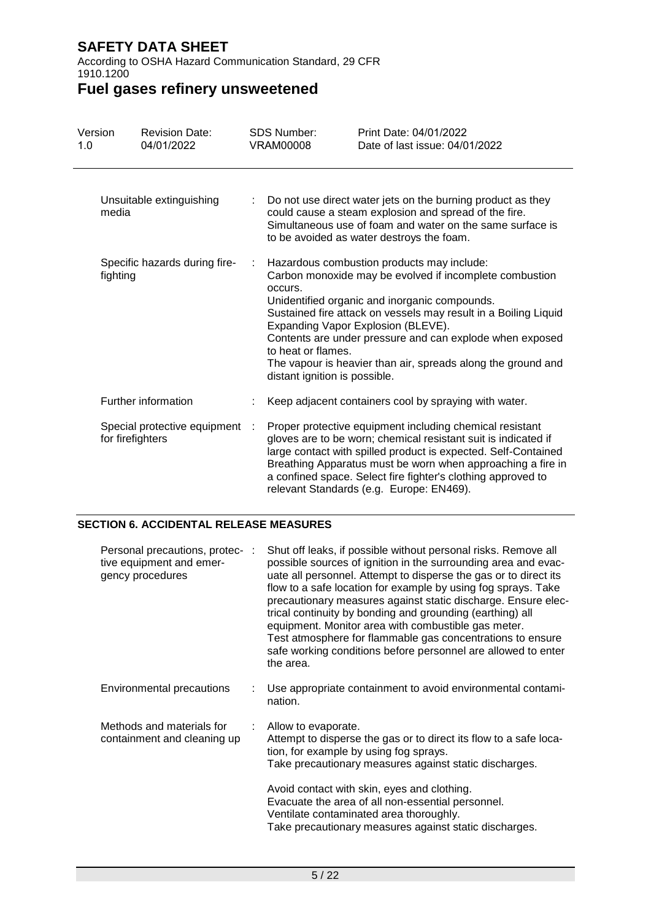| | | |
|---|---|---|
| Unsuitable extinguishing media | : | Do not use direct water jets on the burning product as they could cause a steam explosion and spread of the fire. Simultaneous use of foam and water on the same surface is to be avoided as water destroys the foam. |
| Specific hazards during fire-fighting | : | Hazardous combustion products may include: Carbon monoxide may be evolved if incomplete combustion occurs. Unidentified organic and inorganic compounds. Sustained fire attack on vessels may result in a Boiling Liquid Expanding Vapor Explosion (BLEVE). Contents are under pressure and can explode when exposed to heat or flames. The vapour is heavier than air, spreads along the ground and distant ignition is possible. |
| Further information | : | Keep adjacent containers cool by spraying with water. |
| Special protective equipment for firefighters | : | Proper protective equipment including chemical resistant gloves are to be worn; chemical resistant suit is indicated if large contact with spilled product is expected. Self-Contained Breathing Apparatus must be worn when approaching a fire in a confined space. Select fire fighter's clothing approved to relevant Standards (e.g. Europe: EN469). |

## SECTION 6. ACCIDENTAL RELEASE MEASURES

| | | |
|---|---|---|
| Personal precautions, protective equipment and emergency procedures | : | Shut off leaks, if possible without personal risks. Remove all possible sources of ignition in the surrounding area and evacuate all personnel. Attempt to disperse the gas or to direct its flow to a safe location for example by using fog sprays. Take precautionary measures against static discharge. Ensure electrical continuity by bonding and grounding (earthing) all equipment. Monitor area with combustible gas meter. Test atmosphere for flammable gas concentrations to ensure safe working conditions before personnel are allowed to enter the area. |
| Environmental precautions | : | Use appropriate containment to avoid environmental contamination. |
| Methods and materials for containment and cleaning up | : | Allow to evaporate. Attempt to disperse the gas or to direct its flow to a safe location, for example by using fog sprays. Take precautionary measures against static discharges.<br><br>Avoid contact with skin, eyes and clothing. Evacuate the area of all non-essential personnel. Ventilate contaminated area thoroughly. Take precautionary measures against static discharges. |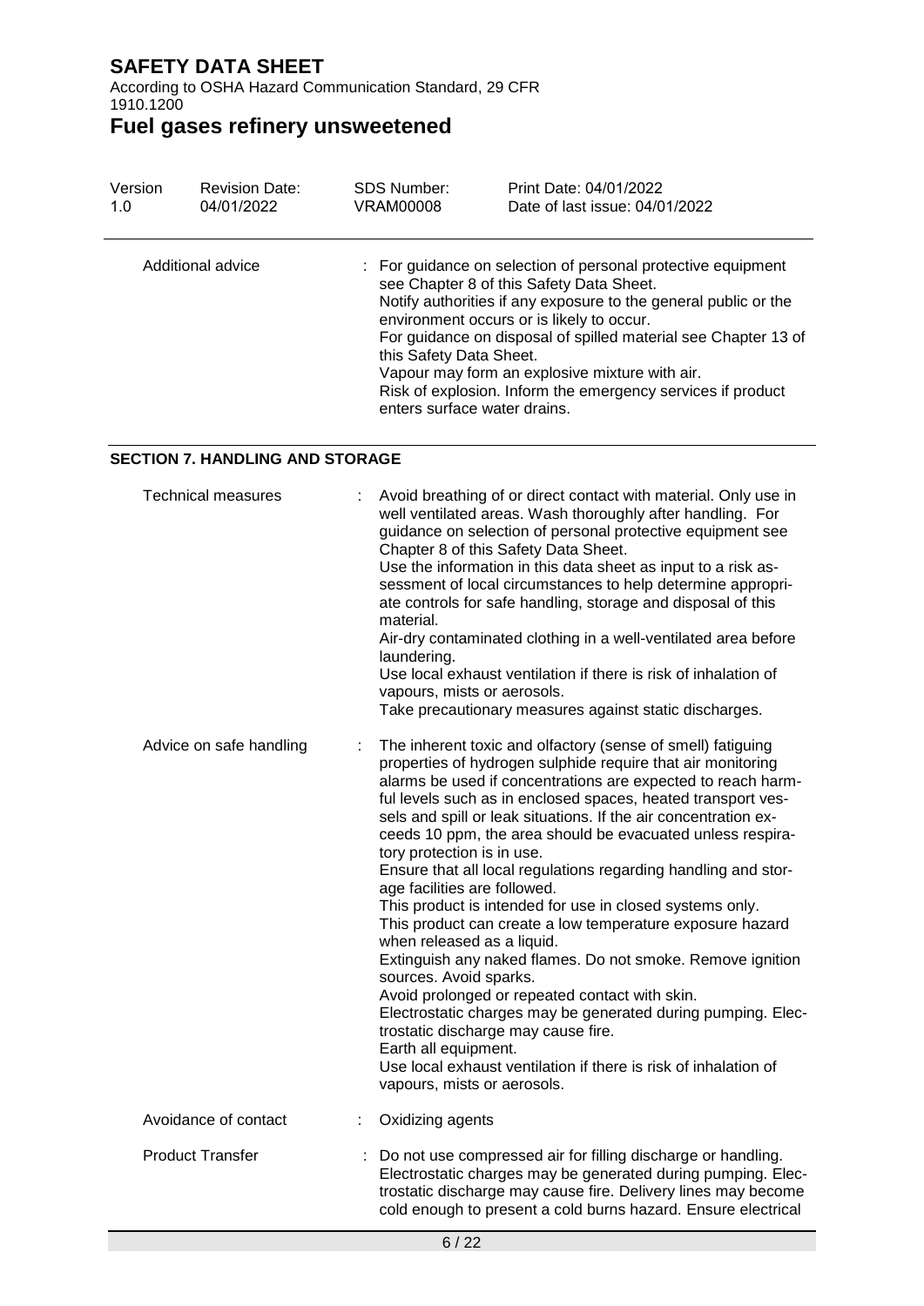| | |
|---|---|
| Additional advice | : For guidance on selection of personal protective equipment see Chapter 8 of this Safety Data Sheet. Notify authorities if any exposure to the general public or the environment occurs or is likely to occur. For guidance on disposal of spilled material see Chapter 13 of this Safety Data Sheet. Vapour may form an explosive mixture with air. Risk of explosion. Inform the emergency services if product enters surface water drains. |

## SECTION 7. HANDLING AND STORAGE

| | |
|---|---|
| Technical measures | : Avoid breathing of or direct contact with material. Only use in well ventilated areas. Wash thoroughly after handling. For guidance on selection of personal protective equipment see Chapter 8 of this Safety Data Sheet. Use the information in this data sheet as input to a risk assessment of local circumstances to help determine appropriate controls for safe handling, storage and disposal of this material. Air-dry contaminated clothing in a well-ventilated area before laundering. Use local exhaust ventilation if there is risk of inhalation of vapours, mists or aerosols. Take precautionary measures against static discharges. |
| Advice on safe handling | : The inherent toxic and olfactory (sense of smell) fatiguing properties of hydrogen sulphide require that air monitoring alarms be used if concentrations are expected to reach harmful levels such as in enclosed spaces, heated transport vessels and spill or leak situations. If the air concentration exceeds 10 ppm, the area should be evacuated unless respiratory protection is in use. Ensure that all local regulations regarding handling and storage facilities are followed. This product is intended for use in closed systems only. This product can create a low temperature exposure hazard when released as a liquid. Extinguish any naked flames. Do not smoke. Remove ignition sources. Avoid sparks. Avoid prolonged or repeated contact with skin. Electrostatic charges may be generated during pumping. Electrostatic discharge may cause fire. Earth all equipment. Use local exhaust ventilation if there is risk of inhalation of vapours, mists or aerosols. |
| Avoidance of contact | : Oxidizing agents |
| Product Transfer | : Do not use compressed air for filling discharge or handling. Electrostatic charges may be generated during pumping. Electrostatic discharge may cause fire. Delivery lines may become cold enough to present a cold burns hazard. Ensure electrical |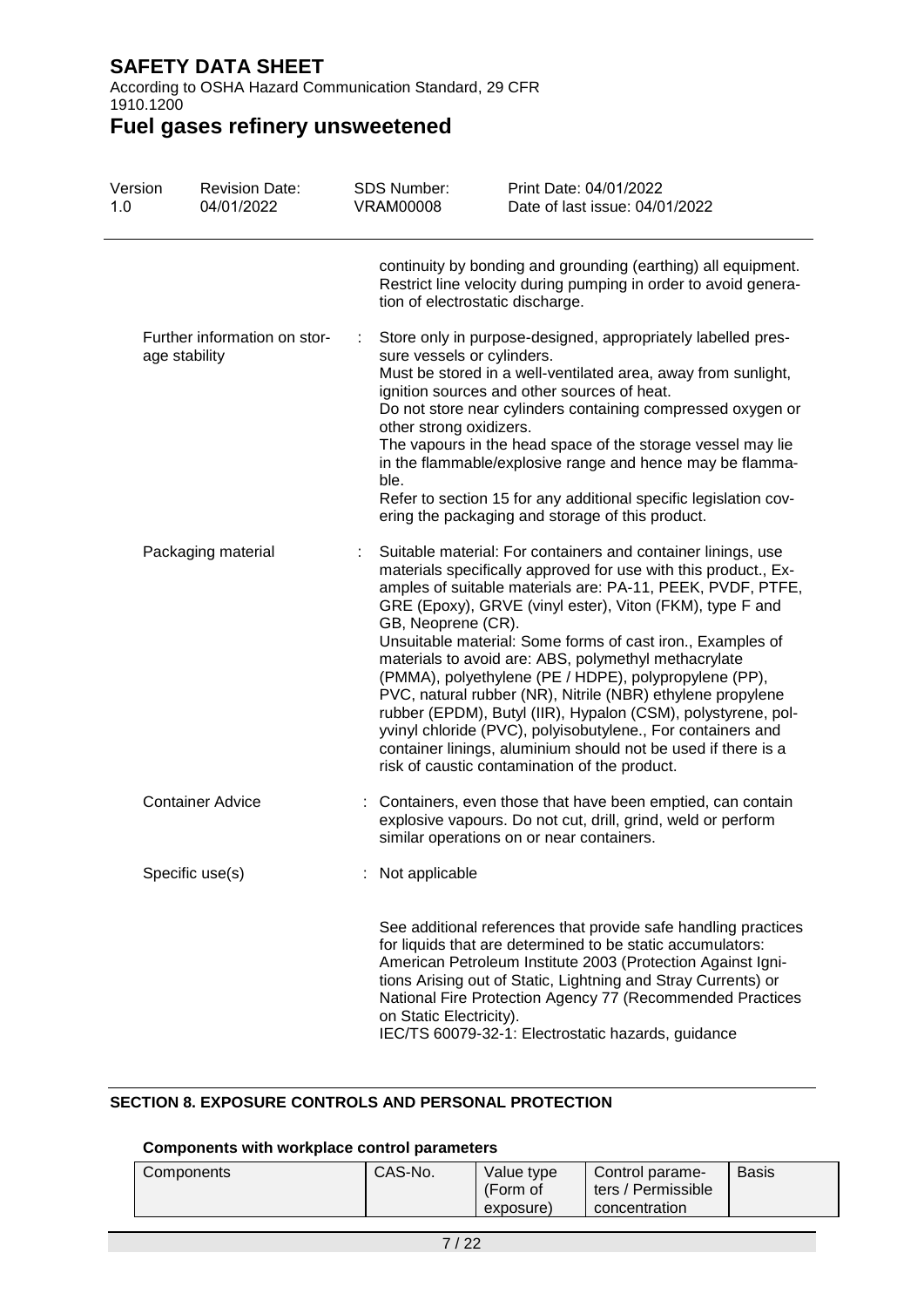continuity by bonding and grounding (earthing) all equipment. Restrict line velocity during pumping in order to avoid generation of electrostatic discharge.

Further information on storage stability : Store only in purpose-designed, appropriately labelled pressure vessels or cylinders.
Must be stored in a well-ventilated area, away from sunlight, ignition sources and other sources of heat.
Do not store near cylinders containing compressed oxygen or other strong oxidizers.
The vapours in the head space of the storage vessel may lie in the flammable/explosive range and hence may be flammable.
Refer to section 15 for any additional specific legislation covering the packaging and storage of this product.

Packaging material : Suitable material: For containers and container linings, use materials specifically approved for use with this product., Examples of suitable materials are: PA-11, PEEK, PVDF, PTFE, GRE (Epoxy), GRVE (vinyl ester), Viton (FKM), type F and GB, Neoprene (CR).
Unsuitable material: Some forms of cast iron., Examples of materials to avoid are: ABS, polymethyl methacrylate (PMMA), polyethylene (PE / HDPE), polypropylene (PP), PVC, natural rubber (NR), Nitrile (NBR) ethylene propylene rubber (EPDM), Butyl (IIR), Hypalon (CSM), polystyrene, polyvinyl chloride (PVC), polyisobutylene., For containers and container linings, aluminium should not be used if there is a risk of caustic contamination of the product.

Container Advice : Containers, even those that have been emptied, can contain explosive vapours. Do not cut, drill, grind, weld or perform similar operations on or near containers.

Specific use(s) : Not applicable

See additional references that provide safe handling practices for liquids that are determined to be static accumulators: American Petroleum Institute 2003 (Protection Against Ignitions Arising out of Static, Lightning and Stray Currents) or National Fire Protection Agency 77 (Recommended Practices on Static Electricity).
IEC/TS 60079-32-1: Electrostatic hazards, guidance

## SECTION 8. EXPOSURE CONTROLS AND PERSONAL PROTECTION

### Components with workplace control parameters

| Components | CAS-No. | Value type (Form of exposure) | Control parameters / Permissible concentration | Basis |
|---|---|---|---|---|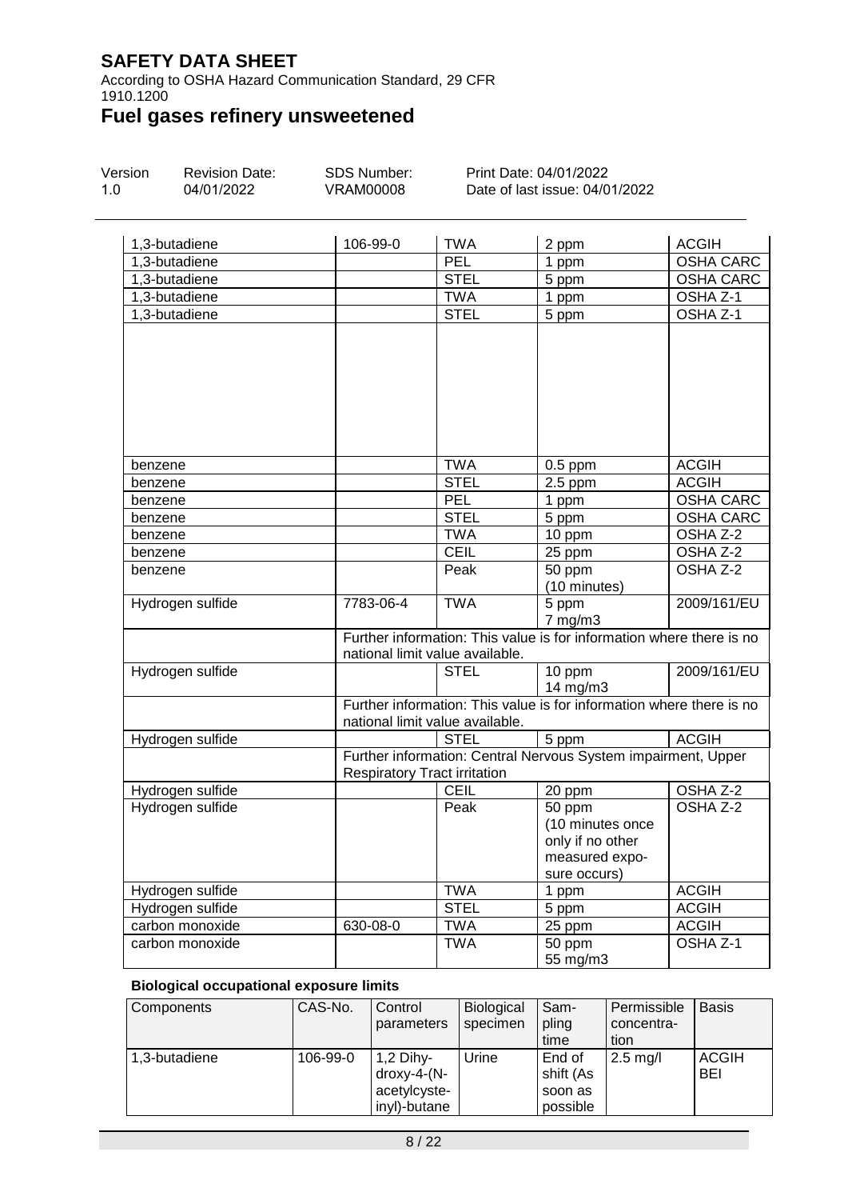| | | | | |
|---|---|---|---|---|
| 1,3-butadiene | 106-99-0 | TWA | 2 ppm | ACGIH |
| 1,3-butadiene | | PEL | 1 ppm | OSHA CARC |
| 1,3-butadiene | | STEL | 5 ppm | OSHA CARC |
| 1,3-butadiene | | TWA | 1 ppm | OSHA Z-1 |
| 1,3-butadiene | | STEL | 5 ppm | OSHA Z-1 |
| | | | | |
| benzene | | TWA | 0.5 ppm | ACGIH |
| benzene | | STEL | 2.5 ppm | ACGIH |
| benzene | | PEL | 1 ppm | OSHA CARC |
| benzene | | STEL | 5 ppm | OSHA CARC |
| benzene | | TWA | 10 ppm | OSHA Z-2 |
| benzene | | CEIL | 25 ppm | OSHA Z-2 |
| benzene | | Peak | 50 ppm (10 minutes) | OSHA Z-2 |
| Hydrogen sulfide | 7783-06-4 | TWA | 5 ppm 7 mg/m3 | 2009/161/EU |
| | Further information: This value is for information where there is no national limit value available. | | | |
| Hydrogen sulfide | | STEL | 10 ppm 14 mg/m3 | 2009/161/EU |
| | Further information: This value is for information where there is no national limit value available. | | | |
| Hydrogen sulfide | | STEL | 5 ppm | ACGIH |
| | Further information: Central Nervous System impairment, Upper Respiratory Tract irritation | | | |
| Hydrogen sulfide | | CEIL | 20 ppm | OSHA Z-2 |
| Hydrogen sulfide | | Peak | 50 ppm (10 minutes once only if no other measured exposure occurs) | OSHA Z-2 |
| Hydrogen sulfide | | TWA | 1 ppm | ACGIH |
| Hydrogen sulfide | | STEL | 5 ppm | ACGIH |
| carbon monoxide | 630-08-0 | TWA | 25 ppm | ACGIH |
| carbon monoxide | | TWA | 50 ppm 55 mg/m3 | OSHA Z-1 |

**Biological occupational exposure limits**

| Components | CAS-No. | Control parameters | Biological specimen | Sampling time | Permissible concentration | Basis |
|---|---|---|---|---|---|---|
| 1,3-butadiene | 106-99-0 | 1,2 Dihydroxy-4-(N-acetylcysteinyl)-butane | Urine | End of shift (As soon as possible | 2.5 mg/l | ACGIH BEI |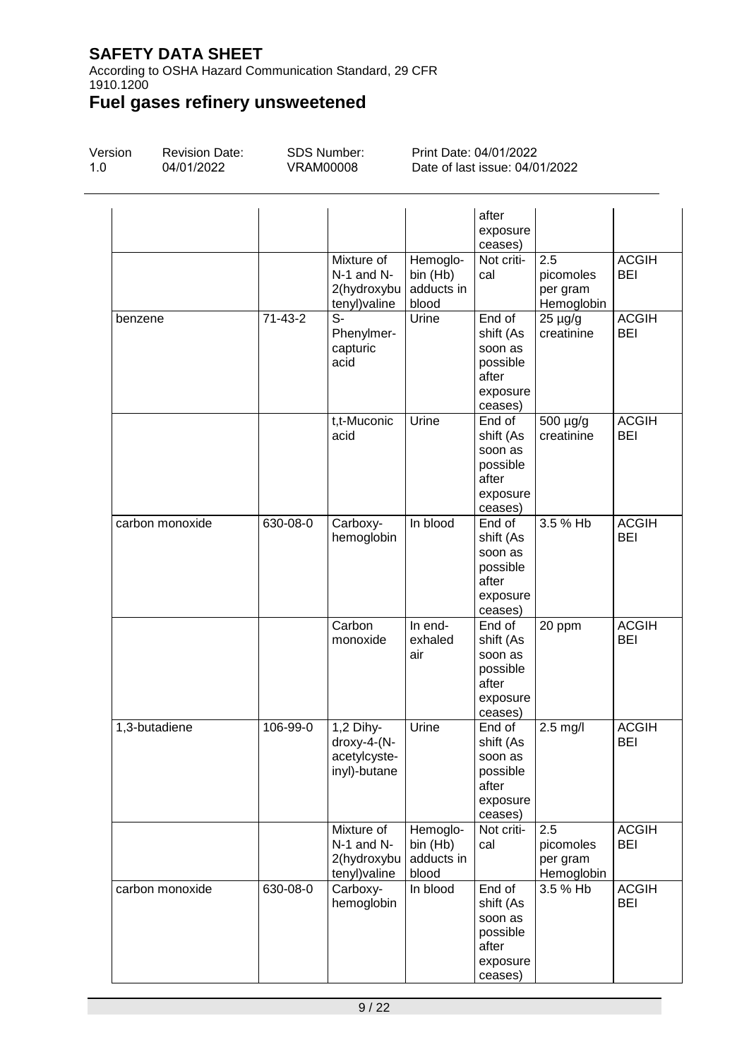| | | | | | | |
|---|---|---|---|---|---|---|
| | | | | after exposure ceases) | | |
| | | Mixture of N-1 and N-2(hydroxybutenyl)valine | Hemoglobin (Hb) adducts in blood | Not critical | 2.5 picomoles per gram Hemoglobin | ACGIH BEI |
| benzene | 71-43-2 | S-Phenylmercapturic acid | Urine | End of shift (As soon as possible after exposure ceases) | 25 µg/g creatinine | ACGIH BEI |
| | | t,t-Muconic acid | Urine | End of shift (As soon as possible after exposure ceases) | 500 µg/g creatinine | ACGIH BEI |
| carbon monoxide | 630-08-0 | Carboxyhemoglobin | In blood | End of shift (As soon as possible after exposure ceases) | 3.5 % Hb | ACGIH BEI |
| | | Carbon monoxide | In end-exhaled air | End of shift (As soon as possible after exposure ceases) | 20 ppm | ACGIH BEI |
| 1,3-butadiene | 106-99-0 | 1,2 Dihydroxy-4-(N-acetylcysteinyl)-butane | Urine | End of shift (As soon as possible after exposure ceases) | 2.5 mg/l | ACGIH BEI |
| | | Mixture of N-1 and N-2(hydroxybutenyl)valine | Hemoglobin (Hb) adducts in blood | Not critical | 2.5 picomoles per gram Hemoglobin | ACGIH BEI |
| carbon monoxide | 630-08-0 | Carboxyhemoglobin | In blood | End of shift (As soon as possible after exposure ceases) | 3.5 % Hb | ACGIH BEI |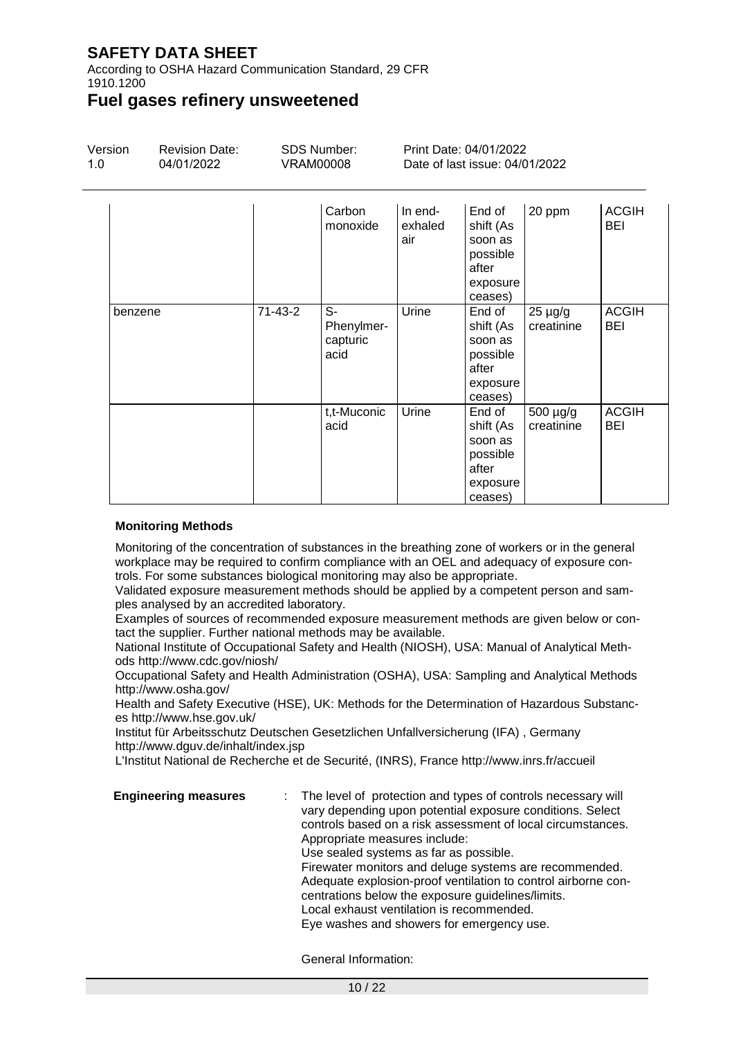| | | | | | | |
|---|---|---|---|---|---|---|
| | | Carbon monoxide | In end-exhaled air | End of shift (As soon as possible after exposure ceases) | 20 ppm | ACGIH BEI |
| benzene | 71-43-2 | S-Phenylmercapturic acid | Urine | End of shift (As soon as possible after exposure ceases) | 25 µg/g creatinine | ACGIH BEI |
| | | t,t-Muconic acid | Urine | End of shift (As soon as possible after exposure ceases) | 500 µg/g creatinine | ACGIH BEI |

**Monitoring Methods**

Monitoring of the concentration of substances in the breathing zone of workers or in the general workplace may be required to confirm compliance with an OEL and adequacy of exposure controls. For some substances biological monitoring may also be appropriate.

Validated exposure measurement methods should be applied by a competent person and samples analysed by an accredited laboratory.

Examples of sources of recommended exposure measurement methods are given below or contact the supplier. Further national methods may be available.

National Institute of Occupational Safety and Health (NIOSH), USA: Manual of Analytical Methods http://www.cdc.gov/niosh/

Occupational Safety and Health Administration (OSHA), USA: Sampling and Analytical Methods http://www.osha.gov/

Health and Safety Executive (HSE), UK: Methods for the Determination of Hazardous Substances http://www.hse.gov.uk/

Institut für Arbeitsschutz Deutschen Gesetzlichen Unfallversicherung (IFA) , Germany http://www.dguv.de/inhalt/index.jsp

L'Institut National de Recherche et de Securité, (INRS), France http://www.inrs.fr/accueil

**Engineering measures** : The level of protection and types of controls necessary will vary depending upon potential exposure conditions. Select controls based on a risk assessment of local circumstances.
Appropriate measures include:
Use sealed systems as far as possible.
Firewater monitors and deluge systems are recommended.
Adequate explosion-proof ventilation to control airborne concentrations below the exposure guidelines/limits.
Local exhaust ventilation is recommended.
Eye washes and showers for emergency use.

General Information: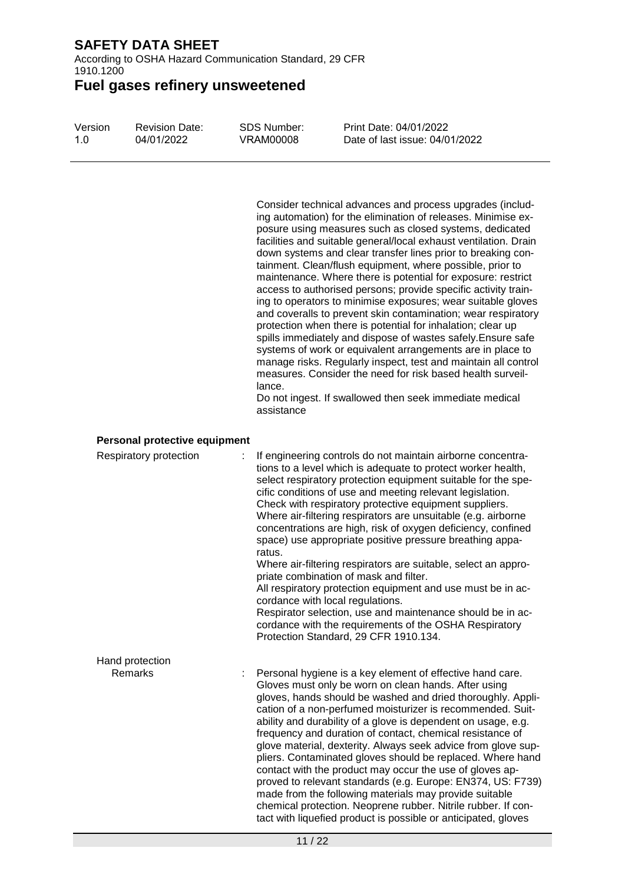Consider technical advances and process upgrades (including automation) for the elimination of releases. Minimise exposure using measures such as closed systems, dedicated facilities and suitable general/local exhaust ventilation. Drain down systems and clear transfer lines prior to breaking containment. Clean/flush equipment, where possible, prior to maintenance. Where there is potential for exposure: restrict access to authorised persons; provide specific activity training to operators to minimise exposures; wear suitable gloves and coveralls to prevent skin contamination; wear respiratory protection when there is potential for inhalation; clear up spills immediately and dispose of wastes safely.Ensure safe systems of work or equivalent arrangements are in place to manage risks. Regularly inspect, test and maintain all control measures. Consider the need for risk based health surveillance.
Do not ingest. If swallowed then seek immediate medical assistance

**Personal protective equipment**

Respiratory protection : If engineering controls do not maintain airborne concentrations to a level which is adequate to protect worker health, select respiratory protection equipment suitable for the specific conditions of use and meeting relevant legislation. Check with respiratory protective equipment suppliers.
Where air-filtering respirators are unsuitable (e.g. airborne concentrations are high, risk of oxygen deficiency, confined space) use appropriate positive pressure breathing apparatus.
Where air-filtering respirators are suitable, select an appropriate combination of mask and filter.
All respiratory protection equipment and use must be in accordance with local regulations.
Respirator selection, use and maintenance should be in accordance with the requirements of the OSHA Respiratory Protection Standard, 29 CFR 1910.134.

Hand protection

Remarks : Personal hygiene is a key element of effective hand care. Gloves must only be worn on clean hands. After using gloves, hands should be washed and dried thoroughly. Application of a non-perfumed moisturizer is recommended. Suitability and durability of a glove is dependent on usage, e.g. frequency and duration of contact, chemical resistance of glove material, dexterity. Always seek advice from glove suppliers. Contaminated gloves should be replaced. Where hand contact with the product may occur the use of gloves approved to relevant standards (e.g. Europe: EN374, US: F739) made from the following materials may provide suitable chemical protection. Neoprene rubber. Nitrile rubber. If contact with liquefied product is possible or anticipated, gloves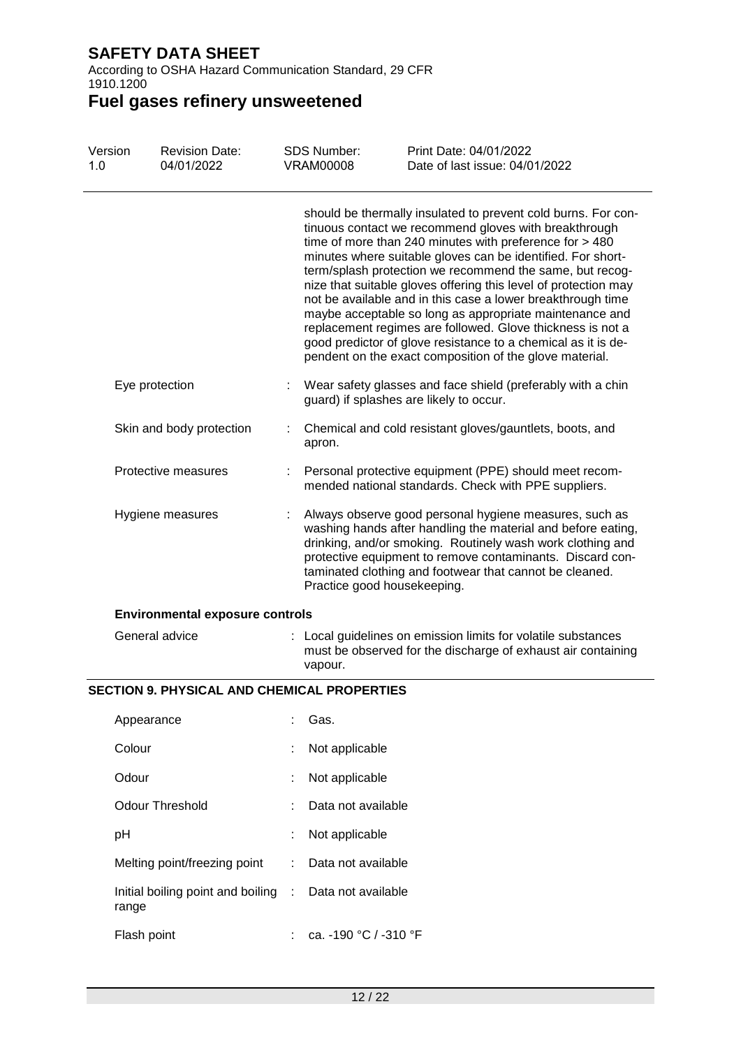should be thermally insulated to prevent cold burns. For continuous contact we recommend gloves with breakthrough time of more than 240 minutes with preference for > 480 minutes where suitable gloves can be identified. For short-term/splash protection we recommend the same, but recognize that suitable gloves offering this level of protection may not be available and in this case a lower breakthrough time maybe acceptable so long as appropriate maintenance and replacement regimes are followed. Glove thickness is not a good predictor of glove resistance to a chemical as it is dependent on the exact composition of the glove material.

| | |
|---|---|
| Eye protection | : Wear safety glasses and face shield (preferably with a chin guard) if splashes are likely to occur. |
| Skin and body protection | : Chemical and cold resistant gloves/gauntlets, boots, and apron. |
| Protective measures | : Personal protective equipment (PPE) should meet recommended national standards. Check with PPE suppliers. |
| Hygiene measures | : Always observe good personal hygiene measures, such as washing hands after handling the material and before eating, drinking, and/or smoking. Routinely wash work clothing and protective equipment to remove contaminants. Discard contaminated clothing and footwear that cannot be cleaned. Practice good housekeeping. |

**Environmental exposure controls**

| | |
|---|---|
| General advice | : Local guidelines on emission limits for volatile substances must be observed for the discharge of exhaust air containing vapour. |

## SECTION 9. PHYSICAL AND CHEMICAL PROPERTIES

| | |
|---|---|
| Appearance | : Gas. |
| Colour | : Not applicable |
| Odour | : Not applicable |
| Odour Threshold | : Data not available |
| pH | : Not applicable |
| Melting point/freezing point | : Data not available |
| Initial boiling point and boiling range | : Data not available |
| Flash point | : ca. -190 °C / -310 °F |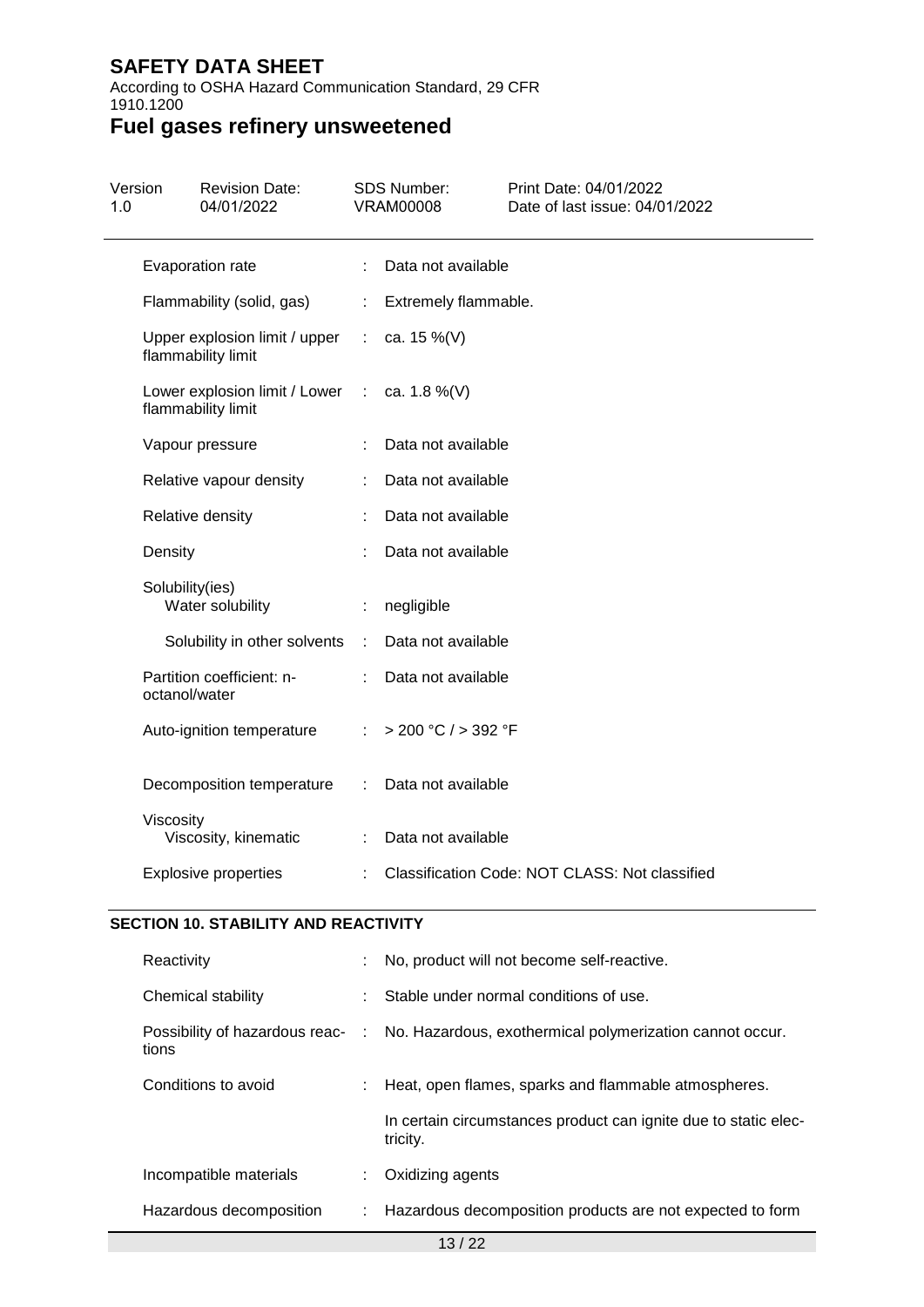| | | |
|---|---|---|
| Evaporation rate | : | Data not available |
| Flammability (solid, gas) | : | Extremely flammable. |
| Upper explosion limit / upper flammability limit | : | ca. 15 %(V) |
| Lower explosion limit / Lower flammability limit | : | ca. 1.8 %(V) |
| Vapour pressure | : | Data not available |
| Relative vapour density | : | Data not available |
| Relative density | : | Data not available |
| Density | : | Data not available |
| Solubility(ies) | | |
| Water solubility | : | negligible |
| Solubility in other solvents | : | Data not available |
| Partition coefficient: n-octanol/water | : | Data not available |
| Auto-ignition temperature | : | > 200 °C / > 392 °F |
| Decomposition temperature | : | Data not available |
| Viscosity | | |
| Viscosity, kinematic | : | Data not available |
| Explosive properties | : | Classification Code: NOT CLASS: Not classified |

## SECTION 10. STABILITY AND REACTIVITY

| | | |
|---|---|---|
| Reactivity | : | No, product will not become self-reactive. |
| Chemical stability | : | Stable under normal conditions of use. |
| Possibility of hazardous reactions | : | No. Hazardous, exothermical polymerization cannot occur. |
| Conditions to avoid | : | Heat, open flames, sparks and flammable atmospheres.<br><br>In certain circumstances product can ignite due to static electricity. |
| Incompatible materials | : | Oxidizing agents |
| Hazardous decomposition | : | Hazardous decomposition products are not expected to form |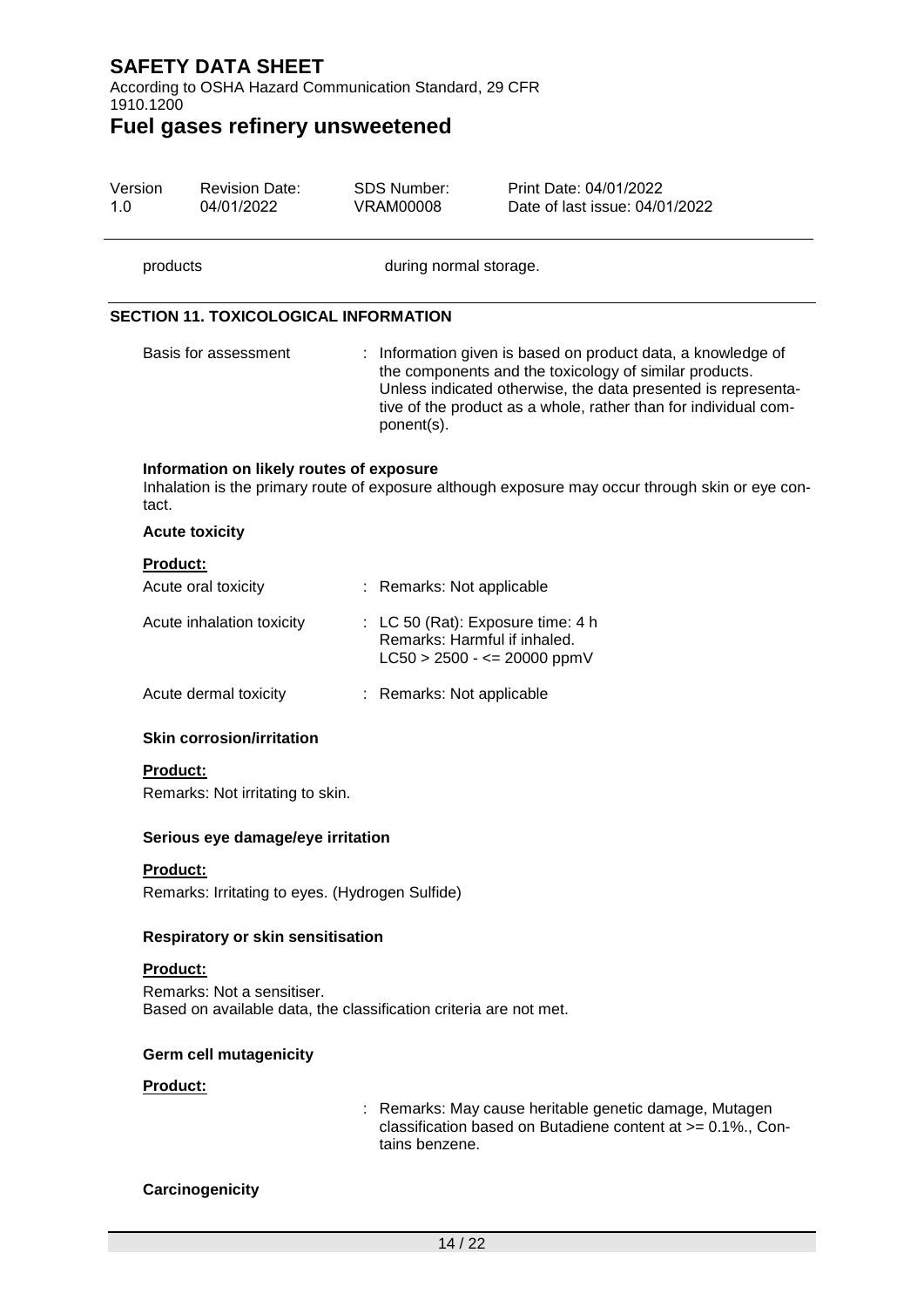products during normal storage.

## SECTION 11. TOXICOLOGICAL INFORMATION

Basis for assessment : Information given is based on product data, a knowledge of the components and the toxicology of similar products. Unless indicated otherwise, the data presented is representative of the product as a whole, rather than for individual component(s).

**Information on likely routes of exposure**

Inhalation is the primary route of exposure although exposure may occur through skin or eye contact.

**Acute toxicity**

**Product:**

Acute oral toxicity : Remarks: Not applicable

Acute inhalation toxicity : LC 50 (Rat): Exposure time: 4 h
Remarks: Harmful if inhaled.
LC50 > 2500 - <= 20000 ppmV

Acute dermal toxicity : Remarks: Not applicable

**Skin corrosion/irritation**

**Product:**

Remarks: Not irritating to skin.

**Serious eye damage/eye irritation**

**Product:**

Remarks: Irritating to eyes. (Hydrogen Sulfide)

**Respiratory or skin sensitisation**

**Product:**

Remarks: Not a sensitiser.
Based on available data, the classification criteria are not met.

**Germ cell mutagenicity**

**Product:**

: Remarks: May cause heritable genetic damage, Mutagen classification based on Butadiene content at >= 0.1%., Contains benzene.

**Carcinogenicity**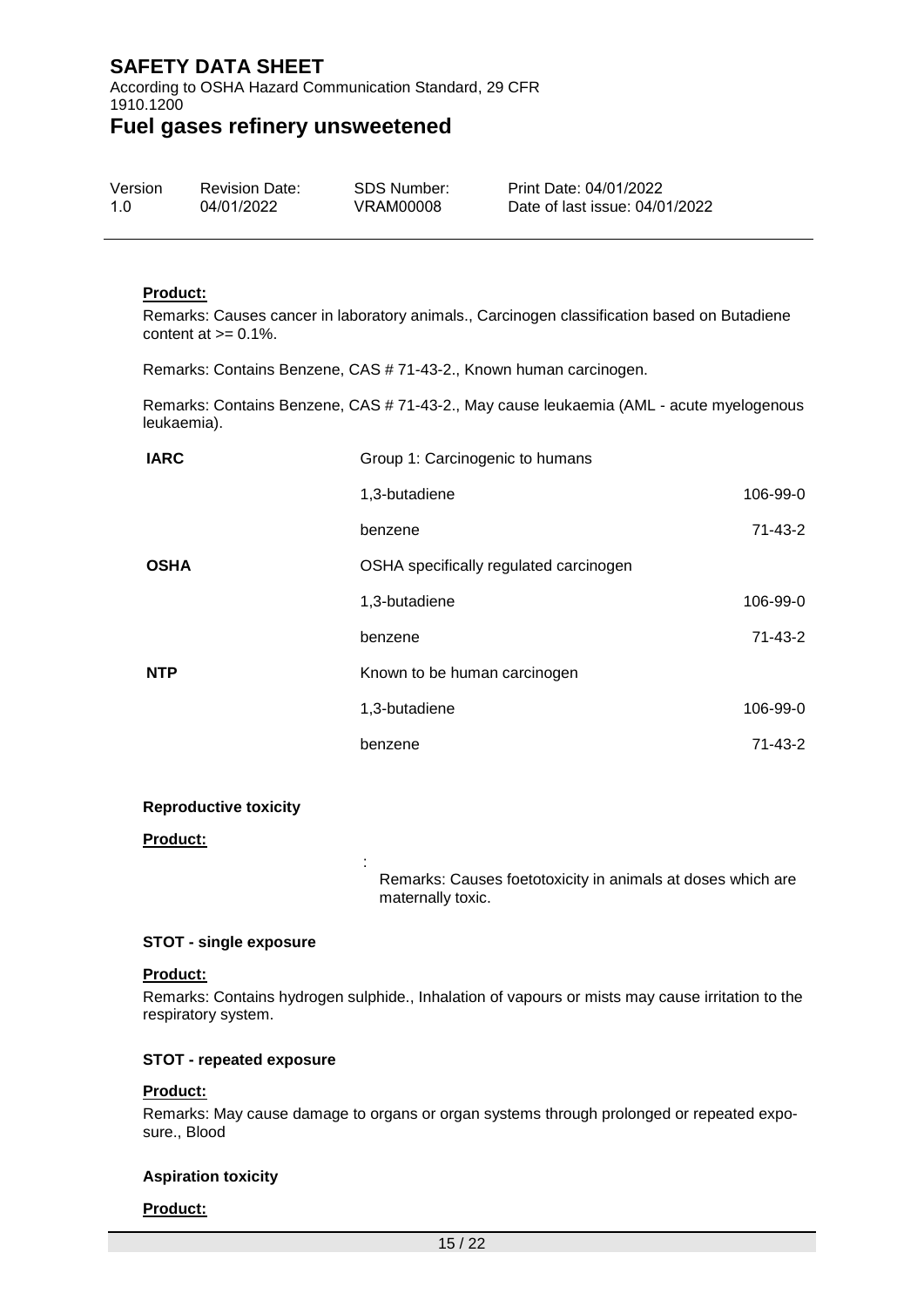**Product:**

Remarks: Causes cancer in laboratory animals., Carcinogen classification based on Butadiene content at >= 0.1%.

Remarks: Contains Benzene, CAS # 71-43-2., Known human carcinogen.

Remarks: Contains Benzene, CAS # 71-43-2., May cause leukaemia (AML - acute myelogenous leukaemia).

| | | |
|---|---|---|
| **IARC** | Group 1: Carcinogenic to humans | |
| | 1,3-butadiene | 106-99-0 |
| | benzene | 71-43-2 |
| **OSHA** | OSHA specifically regulated carcinogen | |
| | 1,3-butadiene | 106-99-0 |
| | benzene | 71-43-2 |
| **NTP** | Known to be human carcinogen | |
| | 1,3-butadiene | 106-99-0 |
| | benzene | 71-43-2 |

**Reproductive toxicity**

**Product:**

: Remarks: Causes foetotoxicity in animals at doses which are maternally toxic.

**STOT - single exposure**

**Product:**

Remarks: Contains hydrogen sulphide., Inhalation of vapours or mists may cause irritation to the respiratory system.

**STOT - repeated exposure**

**Product:**

Remarks: May cause damage to organs or organ systems through prolonged or repeated exposure., Blood

**Aspiration toxicity**

**Product:**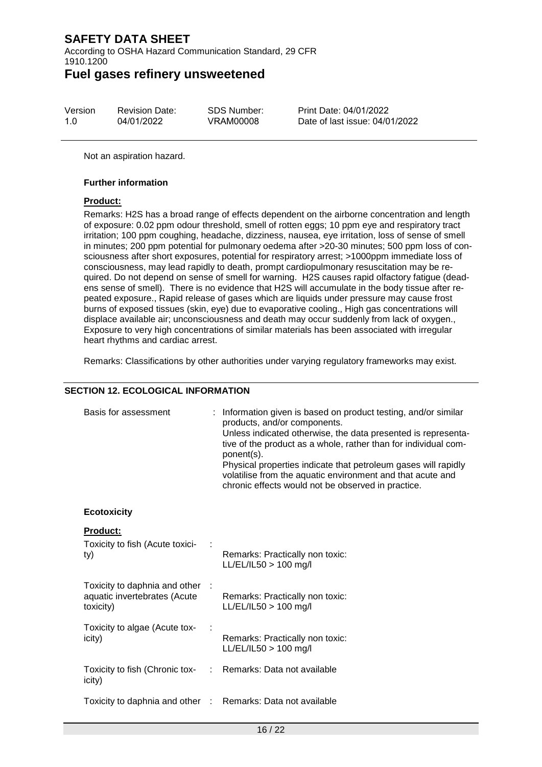Not an aspiration hazard.

**Further information**

**Product:**

Remarks: $H_2S$ has a broad range of effects dependent on the airborne concentration and length of exposure: 0.02 ppm odour threshold, smell of rotten eggs; 10 ppm eye and respiratory tract irritation; 100 ppm coughing, headache, dizziness, nausea, eye irritation, loss of sense of smell in minutes; 200 ppm potential for pulmonary oedema after >20-30 minutes; 500 ppm loss of consciousness after short exposures, potential for respiratory arrest; >1000ppm immediate loss of consciousness, may lead rapidly to death, prompt cardiopulmonary resuscitation may be required. Do not depend on sense of smell for warning. $H_2S$ causes rapid olfactory fatigue (deadens sense of smell). There is no evidence that $H_2S$ will accumulate in the body tissue after repeated exposure., Rapid release of gases which are liquids under pressure may cause frost burns of exposed tissues (skin, eye) due to evaporative cooling., High gas concentrations will displace available air; unconsciousness and death may occur suddenly from lack of oxygen., Exposure to very high concentrations of similar materials has been associated with irregular heart rhythms and cardiac arrest.

Remarks: Classifications by other authorities under varying regulatory frameworks may exist.

## SECTION 12. ECOLOGICAL INFORMATION

| | |
|---|---|
| Basis for assessment | : Information given is based on product testing, and/or similar products, and/or components.<br>Unless indicated otherwise, the data presented is representative of the product as a whole, rather than for individual component(s).<br>Physical properties indicate that petroleum gases will rapidly volatilise from the aquatic environment and that acute and chronic effects would not be observed in practice. |

**Ecotoxicity**

**Product:**

| | |
|---|---|
| Toxicity to fish (Acute toxicity) | : Remarks: Practically non toxic:<br>LL/EL/IL50 > 100 mg/l |
| Toxicity to daphnia and other aquatic invertebrates (Acute toxicity) | : Remarks: Practically non toxic:<br>LL/EL/IL50 > 100 mg/l |
| Toxicity to algae (Acute toxicity) | : Remarks: Practically non toxic:<br>LL/EL/IL50 > 100 mg/l |
| Toxicity to fish (Chronic toxicity) | : Remarks: Data not available |
| Toxicity to daphnia and other | : Remarks: Data not available |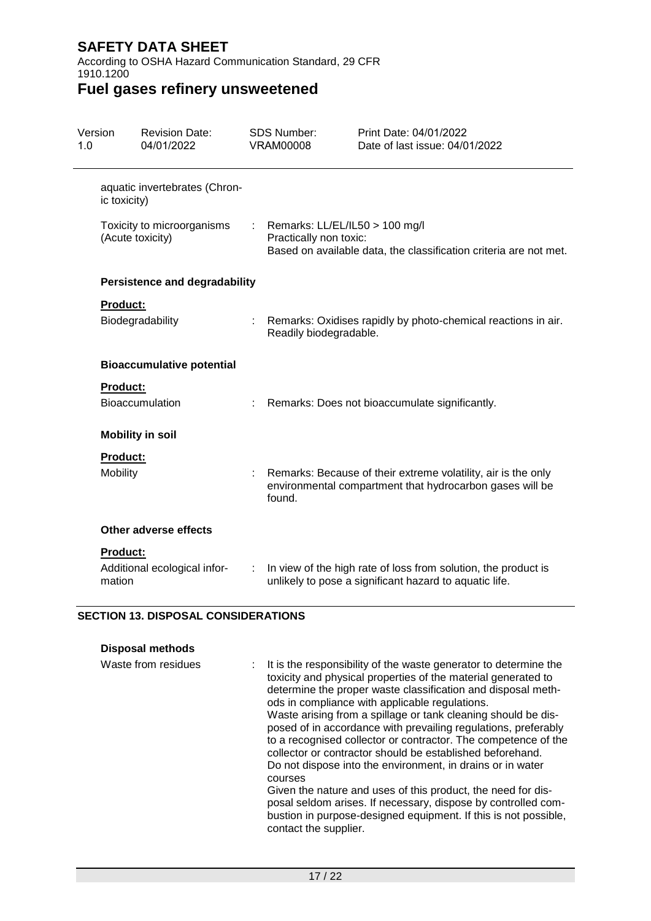aquatic invertebrates (Chronic toxicity)

| | | |
|---|---|---|
| Toxicity to microorganisms (Acute toxicity) | : | Remarks: LL/EL/IL50 > 100 mg/l<br>Practically non toxic:<br>Based on available data, the classification criteria are not met. |

**Persistence and degradability**

**Product:**

| | | |
|---|---|---|
| Biodegradability | : | Remarks: Oxidises rapidly by photo-chemical reactions in air.<br>Readily biodegradable. |

**Bioaccumulative potential**

**Product:**

| | | |
|---|---|---|
| Bioaccumulation | : | Remarks: Does not bioaccumulate significantly. |

**Mobility in soil**

**Product:**

| | | |
|---|---|---|
| Mobility | : | Remarks: Because of their extreme volatility, air is the only environmental compartment that hydrocarbon gases will be found. |

**Other adverse effects**

**Product:**

| | | |
|---|---|---|
| Additional ecological information | : | In view of the high rate of loss from solution, the product is unlikely to pose a significant hazard to aquatic life. |

## SECTION 13. DISPOSAL CONSIDERATIONS

**Disposal methods**

| | | |
|---|---|---|
| Waste from residues | : | It is the responsibility of the waste generator to determine the toxicity and physical properties of the material generated to determine the proper waste classification and disposal methods in compliance with applicable regulations.<br>Waste arising from a spillage or tank cleaning should be disposed of in accordance with prevailing regulations, preferably to a recognised collector or contractor. The competence of the collector or contractor should be established beforehand.<br>Do not dispose into the environment, in drains or in water courses<br>Given the nature and uses of this product, the need for disposal seldom arises. If necessary, dispose by controlled combustion in purpose-designed equipment. If this is not possible, contact the supplier. |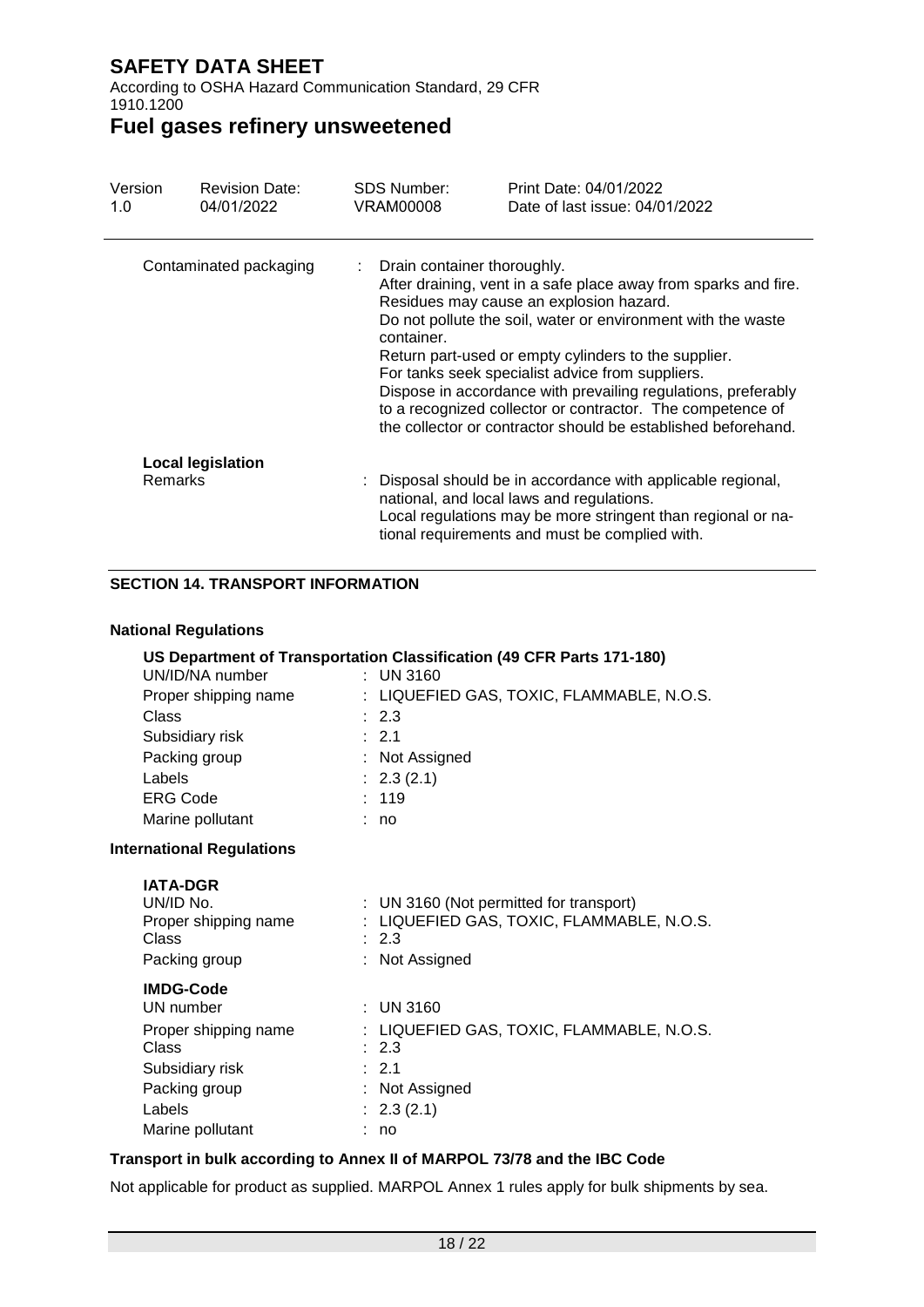| | |
|---|---|
| Contaminated packaging | : Drain container thoroughly. After draining, vent in a safe place away from sparks and fire. Residues may cause an explosion hazard. Do not pollute the soil, water or environment with the waste container. Return part-used or empty cylinders to the supplier. For tanks seek specialist advice from suppliers. Dispose in accordance with prevailing regulations, preferably to a recognized collector or contractor. The competence of the collector or contractor should be established beforehand. |

**Local legislation**

| | |
|---|---|
| Remarks | : Disposal should be in accordance with applicable regional, national, and local laws and regulations. Local regulations may be more stringent than regional or national requirements and must be complied with. |

## SECTION 14. TRANSPORT INFORMATION

### National Regulations

**US Department of Transportation Classification (49 CFR Parts 171-180)**

| | |
|---|---|
| UN/ID/NA number | : UN 3160 |
| Proper shipping name | : LIQUEFIED GAS, TOXIC, FLAMMABLE, N.O.S. |
| Class | : 2.3 |
| Subsidiary risk | : 2.1 |
| Packing group | : Not Assigned |
| Labels | : 2.3 (2.1) |
| ERG Code | : 119 |
| Marine pollutant | : no |

### International Regulations

**IATA-DGR**

| | |
|---|---|
| UN/ID No. | : UN 3160 (Not permitted for transport) |
| Proper shipping name | : LIQUEFIED GAS, TOXIC, FLAMMABLE, N.O.S. |
| Class | : 2.3 |
| Packing group | : Not Assigned |

**IMDG-Code**

| | |
|---|---|
| UN number | : UN 3160 |
| Proper shipping name | : LIQUEFIED GAS, TOXIC, FLAMMABLE, N.O.S. |
| Class | : 2.3 |
| Subsidiary risk | : 2.1 |
| Packing group | : Not Assigned |
| Labels | : 2.3 (2.1) |
| Marine pollutant | : no |

**Transport in bulk according to Annex II of MARPOL 73/78 and the IBC Code**

Not applicable for product as supplied. MARPOL Annex 1 rules apply for bulk shipments by sea.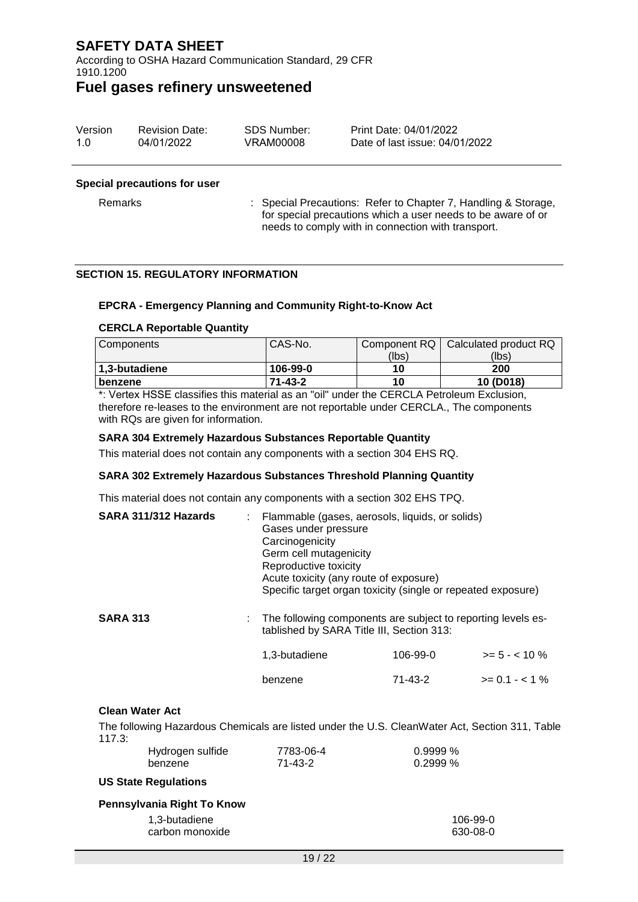**Special precautions for user**

Remarks : Special Precautions: Refer to Chapter 7, Handling & Storage, for special precautions which a user needs to be aware of or needs to comply with in connection with transport.

## SECTION 15. REGULATORY INFORMATION

**EPCRA - Emergency Planning and Community Right-to-Know Act**

**CERCLA Reportable Quantity**

| Components | CAS-No. | Component RQ (lbs) | Calculated product RQ (lbs) |
|---|---|---|---|
| **1,3-butadiene** | **106-99-0** | **10** | **200** |
| **benzene** | **71-43-2** | **10** | **10 (D018)** |

*: Vertex HSSE classifies this material as an "oil" under the CERCLA Petroleum Exclusion, therefore re-leases to the environment are not reportable under CERCLA., The components with RQs are given for information.

**SARA 304 Extremely Hazardous Substances Reportable Quantity**

This material does not contain any components with a section 304 EHS RQ.

**SARA 302 Extremely Hazardous Substances Threshold Planning Quantity**

This material does not contain any components with a section 302 EHS TPQ.

**SARA 311/312 Hazards** : Flammable (gases, aerosols, liquids, or solids)
Gases under pressure
Carcinogenicity
Germ cell mutagenicity
Reproductive toxicity
Acute toxicity (any route of exposure)
Specific target organ toxicity (single or repeated exposure)

**SARA 313** : The following components are subject to reporting levels es-tablished by SARA Title III, Section 313:

| | | |
|---|---|---|
| 1,3-butadiene | 106-99-0 | >= 5 - < 10 % |
| benzene | 71-43-2 | >= 0.1 - < 1 % |

**Clean Water Act**

The following Hazardous Chemicals are listed under the U.S. CleanWater Act, Section 311, Table 117.3:

| | | |
|---|---|---|
| Hydrogen sulfide | 7783-06-4 | 0.9999 % |
| benzene | 71-43-2 | 0.2999 % |

**US State Regulations**

**Pennsylvania Right To Know**

| | |
|---|---|
| 1,3-butadiene | 106-99-0 |
| carbon monoxide | 630-08-0 |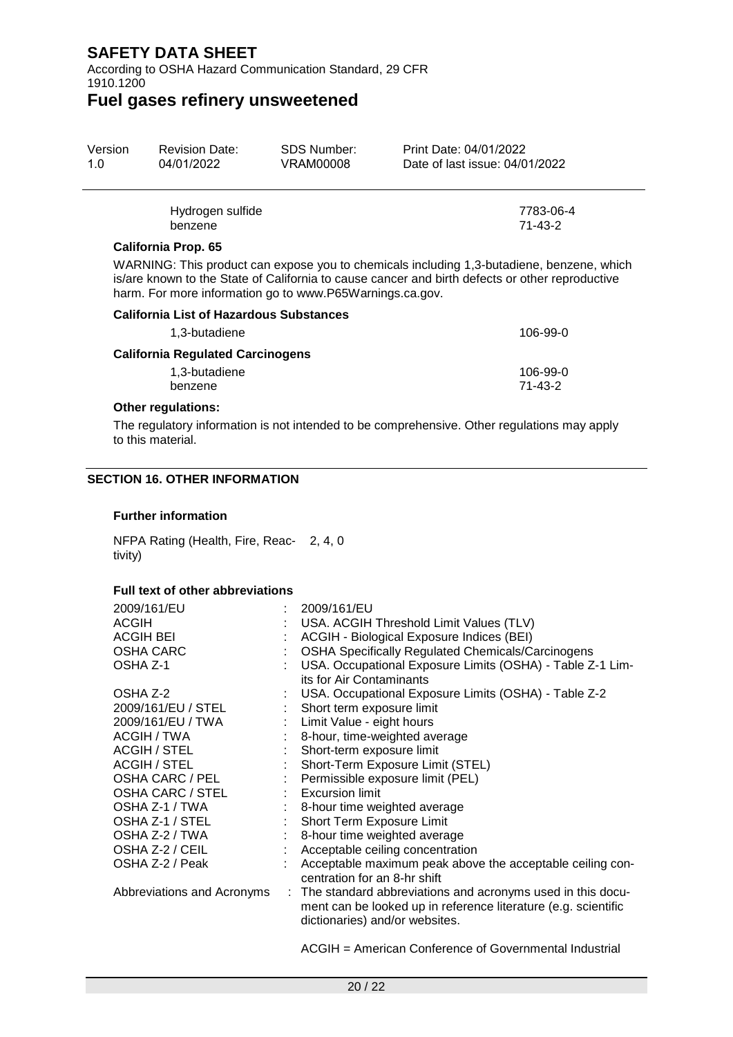| | |
|---|---|
| Hydrogen sulfide | 7783-06-4 |
| benzene | 71-43-2 |

**California Prop. 65**

WARNING: This product can expose you to chemicals including 1,3-butadiene, benzene, which is/are known to the State of California to cause cancer and birth defects or other reproductive harm. For more information go to www.P65Warnings.ca.gov.

**California List of Hazardous Substances**

| | |
|---|---|
| 1,3-butadiene | 106-99-0 |

**California Regulated Carcinogens**

| | |
|---|---|
| 1,3-butadiene | 106-99-0 |
| benzene | 71-43-2 |

**Other regulations:**

The regulatory information is not intended to be comprehensive. Other regulations may apply to this material.

## SECTION 16. OTHER INFORMATION

**Further information**

NFPA Rating (Health, Fire, Reactivity) 2, 4, 0

**Full text of other abbreviations**

| | | |
|---|---|---|
| 2009/161/EU | : | 2009/161/EU |
| ACGIH | : | USA. ACGIH Threshold Limit Values (TLV) |
| ACGIH BEI | : | ACGIH - Biological Exposure Indices (BEI) |
| OSHA CARC | : | OSHA Specifically Regulated Chemicals/Carcinogens |
| OSHA Z-1 | : | USA. Occupational Exposure Limits (OSHA) - Table Z-1 Limits for Air Contaminants |
| OSHA Z-2 | : | USA. Occupational Exposure Limits (OSHA) - Table Z-2 |
| 2009/161/EU / STEL | : | Short term exposure limit |
| 2009/161/EU / TWA | : | Limit Value - eight hours |
| ACGIH / TWA | : | 8-hour, time-weighted average |
| ACGIH / STEL | : | Short-term exposure limit |
| ACGIH / STEL | : | Short-Term Exposure Limit (STEL) |
| OSHA CARC / PEL | : | Permissible exposure limit (PEL) |
| OSHA CARC / STEL | : | Excursion limit |
| OSHA Z-1 / TWA | : | 8-hour time weighted average |
| OSHA Z-1 / STEL | : | Short Term Exposure Limit |
| OSHA Z-2 / TWA | : | 8-hour time weighted average |
| OSHA Z-2 / CEIL | : | Acceptable ceiling concentration |
| OSHA Z-2 / Peak | : | Acceptable maximum peak above the acceptable ceiling concentration for an 8-hr shift |
| Abbreviations and Acronyms | : | The standard abbreviations and acronyms used in this document can be looked up in reference literature (e.g. scientific dictionaries) and/or websites. |

ACGIH = American Conference of Governmental Industrial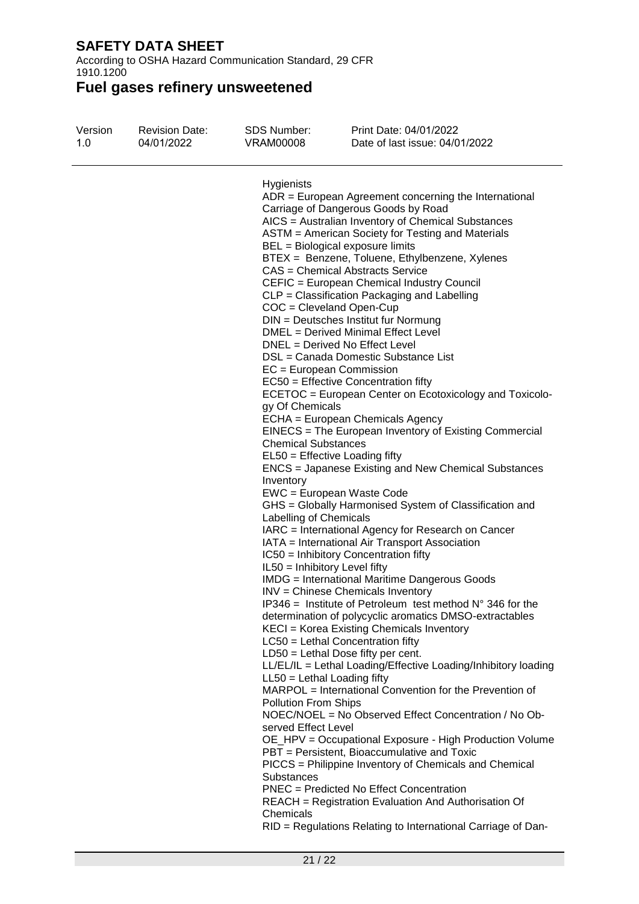Hygienists
ADR = European Agreement concerning the International Carriage of Dangerous Goods by Road
AICS = Australian Inventory of Chemical Substances
ASTM = American Society for Testing and Materials
BEL = Biological exposure limits
BTEX = Benzene, Toluene, Ethylbenzene, Xylenes
CAS = Chemical Abstracts Service
CEFIC = European Chemical Industry Council
CLP = Classification Packaging and Labelling
COC = Cleveland Open-Cup
DIN = Deutsches Institut fur Normung
DMEL = Derived Minimal Effect Level
DNEL = Derived No Effect Level
DSL = Canada Domestic Substance List
EC = European Commission
EC50 = Effective Concentration fifty
ECETOC = European Center on Ecotoxicology and Toxicology Of Chemicals
ECHA = European Chemicals Agency
EINECS = The European Inventory of Existing Commercial Chemical Substances
EL50 = Effective Loading fifty
ENCS = Japanese Existing and New Chemical Substances Inventory
EWC = European Waste Code
GHS = Globally Harmonised System of Classification and Labelling of Chemicals
IARC = International Agency for Research on Cancer
IATA = International Air Transport Association
IC50 = Inhibitory Concentration fifty
IL50 = Inhibitory Level fifty
IMDG = International Maritime Dangerous Goods
INV = Chinese Chemicals Inventory
IP346 = Institute of Petroleum test method N° 346 for the determination of polycyclic aromatics DMSO-extractables
KECI = Korea Existing Chemicals Inventory
LC50 = Lethal Concentration fifty
LD50 = Lethal Dose fifty per cent.
LL/EL/IL = Lethal Loading/Effective Loading/Inhibitory loading
LL50 = Lethal Loading fifty
MARPOL = International Convention for the Prevention of Pollution From Ships
NOEC/NOEL = No Observed Effect Concentration / No Observed Effect Level
OE_HPV = Occupational Exposure - High Production Volume
PBT = Persistent, Bioaccumulative and Toxic
PICCS = Philippine Inventory of Chemicals and Chemical Substances
PNEC = Predicted No Effect Concentration
REACH = Registration Evaluation And Authorisation Of Chemicals
RID = Regulations Relating to International Carriage of Dan-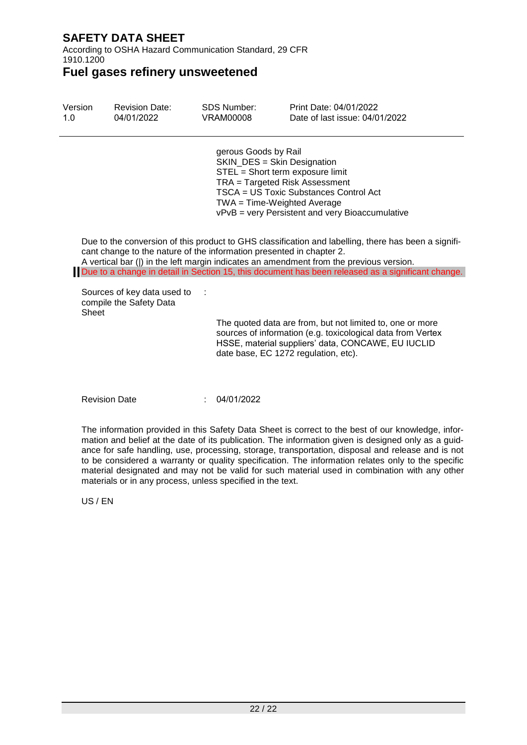gerous Goods by Rail
SKIN_DES = Skin Designation
STEL = Short term exposure limit
TRA = Targeted Risk Assessment
TSCA = US Toxic Substances Control Act
TWA = Time-Weighted Average
vPvB = very Persistent and very Bioaccumulative

Due to the conversion of this product to GHS classification and labelling, there has been a significant change to the nature of the information presented in chapter 2.
A vertical bar (|) in the left margin indicates an amendment from the previous version.
Due to a change in detail in Section 15, this document has been released as a significant change.

Sources of key data used to compile the Safety Data Sheet :

The quoted data are from, but not limited to, one or more sources of information (e.g. toxicological data from Vertex HSSE, material suppliers' data, CONCAWE, EU IUCLID date base, EC 1272 regulation, etc).

Revision Date : 04/01/2022

The information provided in this Safety Data Sheet is correct to the best of our knowledge, information and belief at the date of its publication. The information given is designed only as a guidance for safe handling, use, processing, storage, transportation, disposal and release and is not to be considered a warranty or quality specification. The information relates only to the specific material designated and may not be valid for such material used in combination with any other materials or in any process, unless specified in the text.

US / EN